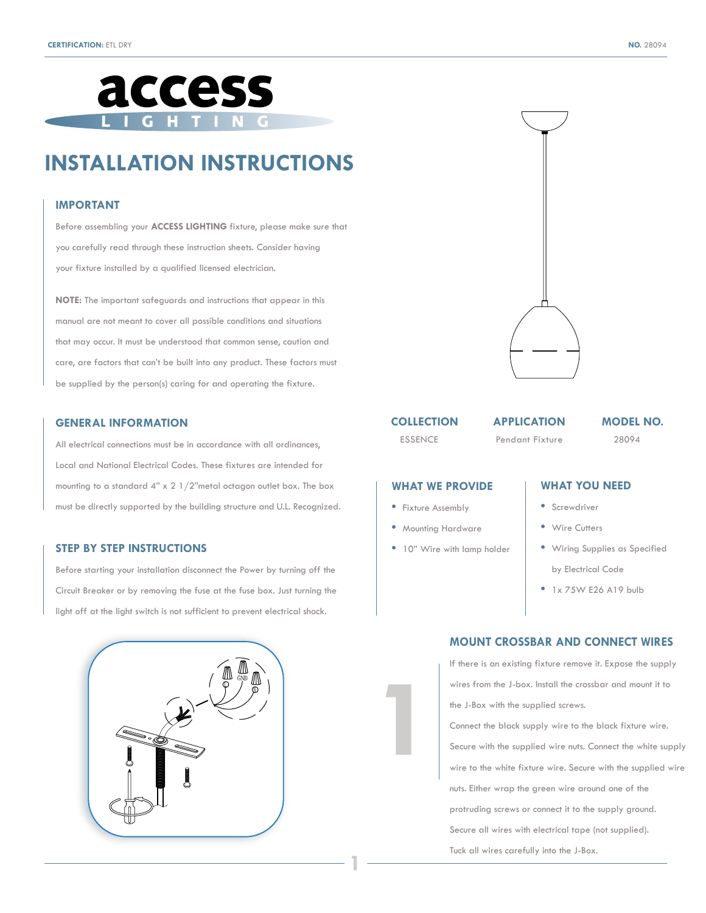**CERTIFICATION:** ETL DRY

**NO.** 28094

# access LIGHTING

# INSTALLATION INSTRUCTIONS

## IMPORTANT

Before assembling your **ACCESS LIGHTING** fixture, please make sure that you carefully read through these instruction sheets. Consider having your fixture installed by a qualified licensed electrician.

**NOTE:** The important safeguards and instructions that appear in this manual are not meant to cover all possible conditions and situations that may occur. It must be understood that common sense, caution and care, are factors that can't be built into any product. These factors must be supplied by the person(s) caring for and operating the fixture.

## GENERAL INFORMATION

All electrical connections must be in accordance with all ordinances, Local and National Electrical Codes. These fixtures are intended for mounting to a standard 4" x 2 1/2"metal octagon outlet box. The box must be directly supported by the building structure and U.L. Recognized.

## STEP BY STEP INSTRUCTIONS

Before starting your installation disconnect the Power by turning off the Circuit Breaker or by removing the fuse at the fuse box. Just turning the light off at the light switch is not sufficient to prevent electrical shock.

| COLLECTION | APPLICATION | MODEL NO. |
|---|---|---|
| ESSENCE | Pendant Fixture | 28094 |

## WHAT WE PROVIDE

- Fixture Assembly
- Mounting Hardware
- 10" Wire with lamp holder

## WHAT YOU NEED

- Screwdriver
- Wire Cutters
- Wiring Supplies as Specified by Electrical Code
- 1x 75W E26 A19 bulb

## 1 MOUNT CROSSBAR AND CONNECT WIRES

If there is an existing fixture remove it. Expose the supply wires from the J-box. Install the crossbar and mount it to the J-Box with the supplied screws.

Connect the black supply wire to the black fixture wire. Secure with the supplied wire nuts. Connect the white supply wire to the white fixture wire. Secure with the supplied wire nuts. Either wrap the green wire around one of the protruding screws or connect it to the supply ground. Secure all wires with electrical tape (not supplied). Tuck all wires carefully into the J-Box.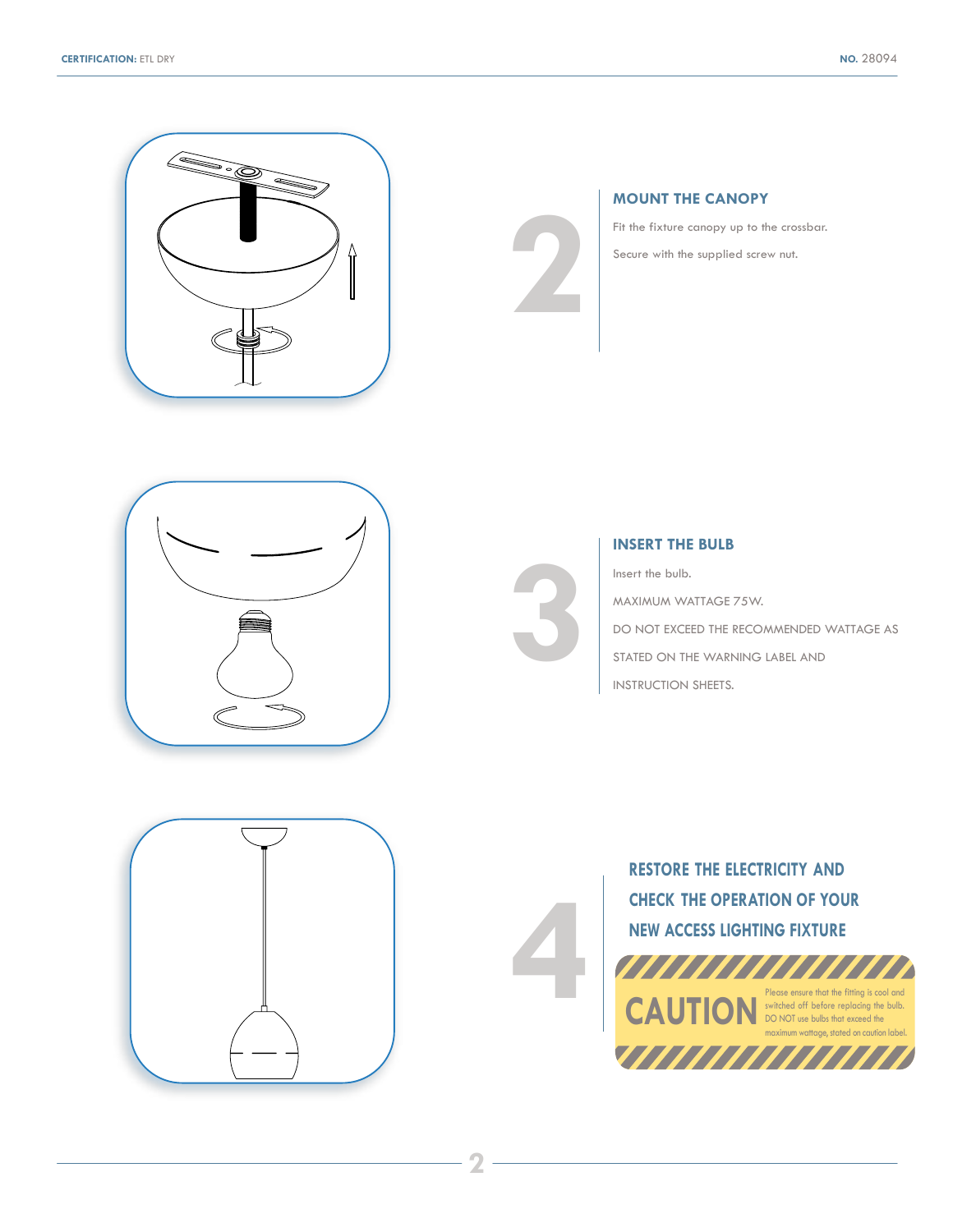## 2 MOUNT THE CANOPY

Fit the fixture canopy up to the crossbar.

Secure with the supplied screw nut.

## 3 INSERT THE BULB

Insert the bulb.

MAXIMUM WATTAGE 75W.

DO NOT EXCEED THE RECOMMENDED WATTAGE AS STATED ON THE WARNING LABEL AND INSTRUCTION SHEETS.

## 4 RESTORE THE ELECTRICITY AND CHECK THE OPERATION OF YOUR NEW ACCESS LIGHTING FIXTURE

**CAUTION**

Please ensure that the fitting is cool and switched off before replacing the bulb. DO NOT use bulbs that exceed the maximum wattage, stated on caution label.